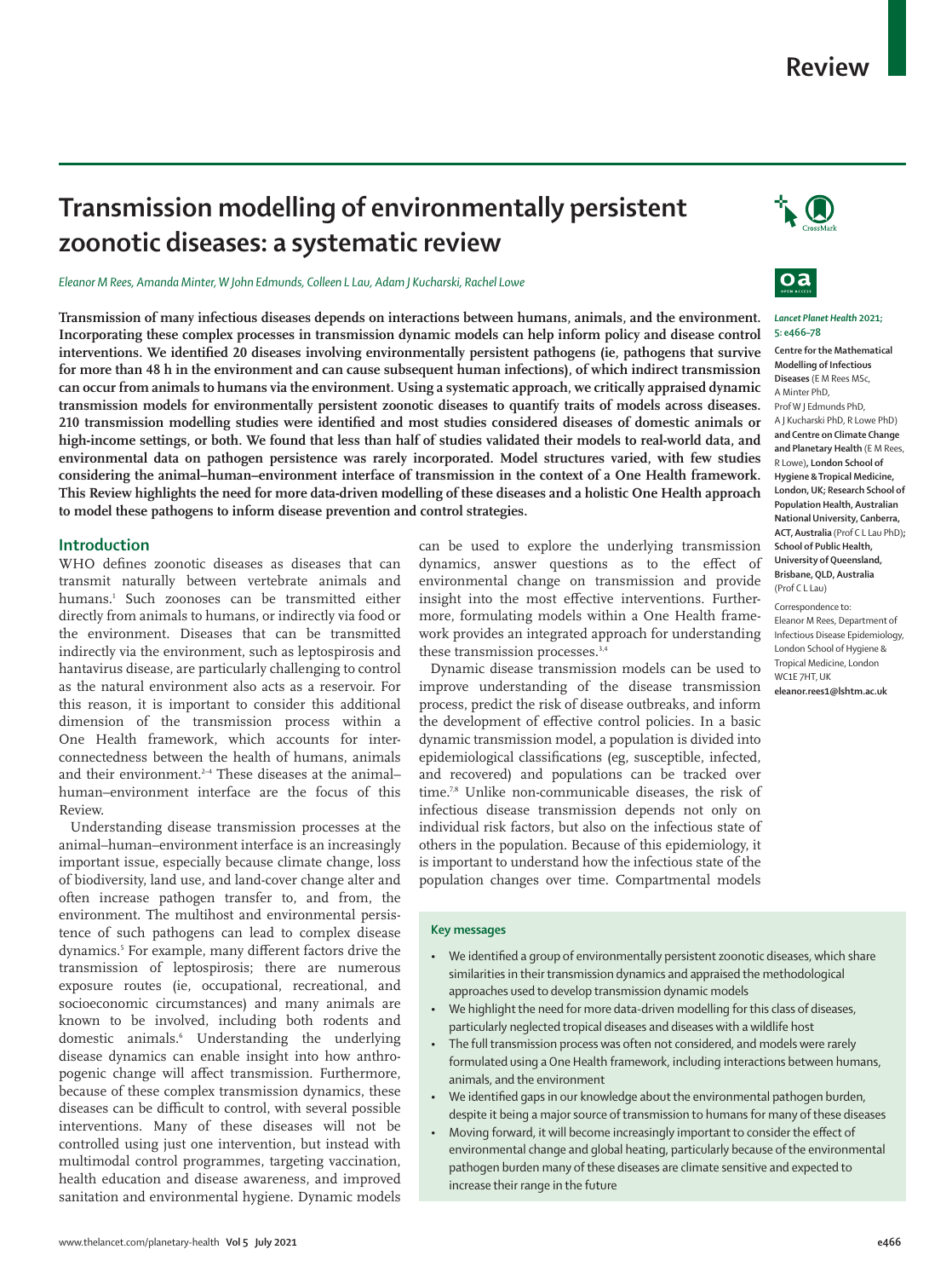# Transmission modelling of environmentally persistent zoonotic diseases: a systematic review

*Eleanor M Rees, Amanda Minter, W John Edmunds, Colleen L Lau, Adam J Kucharski, Rachel Lowe*

**Transmission of many infectious diseases depends on interactions between humans, animals, and the environment. Incorporating these complex processes in transmission dynamic models can help inform policy and disease control interventions. We identified 20 diseases involving environmentally persistent pathogens (ie, pathogens that survive for more than 48 h in the environment and can cause subsequent human infections), of which indirect transmission can occur from animals to humans via the environment. Using a systematic approach, we critically appraised dynamic transmission models for environmentally persistent zoonotic diseases to quantify traits of models across diseases. 210 transmission modelling studies were identified and most studies considered diseases of domestic animals or high-income settings, or both. We found that less than half of studies validated their models to real-world data, and environmental data on pathogen persistence was rarely incorporated. Model structures varied, with few studies considering the animal–human–environment interface of transmission in the context of a One Health framework. This Review highlights the need for more data-driven modelling of these diseases and a holistic One Health approach to model these pathogens to inform disease prevention and control strategies.**

*Lancet Planet Health* 2021; 5: e466–78

Centre for the Mathematical Modelling of Infectious Diseases (E M Rees MSc, A Minter PhD, Prof W J Edmunds PhD, A J Kucharski PhD, R Lowe PhD) and Centre on Climate Change and Planetary Health (E M Rees, R Lowe), London School of Hygiene & Tropical Medicine, London, UK; Research School of Population Health, Australian National University, Canberra, ACT, Australia (Prof C L Lau PhD); School of Public Health, University of Queensland, Brisbane, QLD, Australia (Prof C L Lau)

Correspondence to: Eleanor M Rees, Department of Infectious Disease Epidemiology, London School of Hygiene & Tropical Medicine, London WC1E 7HT, UK eleanor.rees1@lshtm.ac.uk

## Introduction

WHO defines zoonotic diseases as diseases that can transmit naturally between vertebrate animals and humans.[1] Such zoonoses can be transmitted either directly from animals to humans, or indirectly via food or the environment. Diseases that can be transmitted indirectly via the environment, such as leptospirosis and hantavirus disease, are particularly challenging to control as the natural environment also acts as a reservoir. For this reason, it is important to consider this additional dimension of the transmission process within a One Health framework, which accounts for interconnectedness between the health of humans, animals and their environment.[2–4] These diseases at the animal–human–environment interface are the focus of this Review.

Understanding disease transmission processes at the animal–human–environment interface is an increasingly important issue, especially because climate change, loss of biodiversity, land use, and land-cover change alter and often increase pathogen transfer to, and from, the environment. The multihost and environmental persistence of such pathogens can lead to complex disease dynamics.[5] For example, many different factors drive the transmission of leptospirosis; there are numerous exposure routes (ie, occupational, recreational, and socioeconomic circumstances) and many animals are known to be involved, including both rodents and domestic animals.[6] Understanding the underlying disease dynamics can enable insight into how anthropogenic change will affect transmission. Furthermore, because of these complex transmission dynamics, these diseases can be difficult to control, with several possible interventions. Many of these diseases will not be controlled using just one intervention, but instead with multimodal control programmes, targeting vaccination, health education and disease awareness, and improved sanitation and environmental hygiene. Dynamic models can be used to explore the underlying transmission dynamics, answer questions as to the effect of environmental change on transmission and provide insight into the most effective interventions. Furthermore, formulating models within a One Health framework provides an integrated approach for understanding these transmission processes.[3,4]

Dynamic disease transmission models can be used to improve understanding of the disease transmission process, predict the risk of disease outbreaks, and inform the development of effective control policies. In a basic dynamic transmission model, a population is divided into epidemiological classifications (eg, susceptible, infected, and recovered) and populations can be tracked over time.[7,8] Unlike non-communicable diseases, the risk of infectious disease transmission depends not only on individual risk factors, but also on the infectious state of others in the population. Because of this epidemiology, it is important to understand how the infectious state of the population changes over time. Compartmental models

### Key messages

- We identified a group of environmentally persistent zoonotic diseases, which share similarities in their transmission dynamics and appraised the methodological approaches used to develop transmission dynamic models
- We highlight the need for more data-driven modelling for this class of diseases, particularly neglected tropical diseases and diseases with a wildlife host
- The full transmission process was often not considered, and models were rarely formulated using a One Health framework, including interactions between humans, animals, and the environment
- We identified gaps in our knowledge about the environmental pathogen burden, despite it being a major source of transmission to humans for many of these diseases
- Moving forward, it will become increasingly important to consider the effect of environmental change and global heating, particularly because of the environmental pathogen burden many of these diseases are climate sensitive and expected to increase their range in the future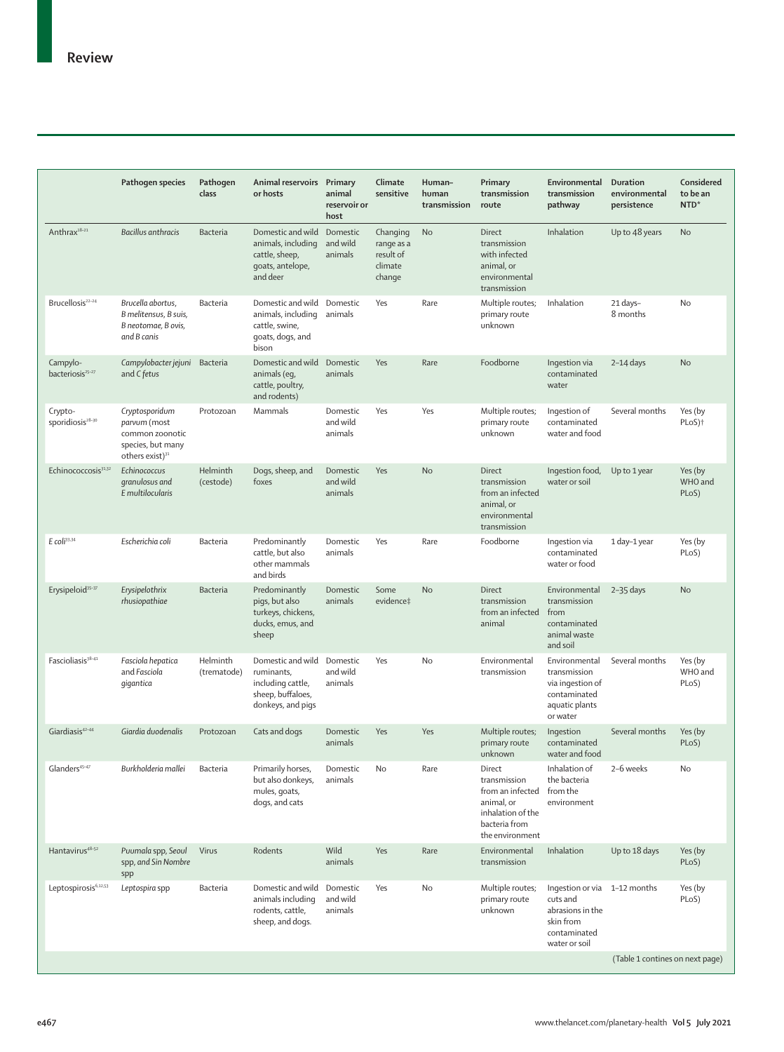| | Pathogen species | Pathogen class | Animal reservoirs or hosts | Primary animal reservoir or host | Climate sensitive | Human–human transmission | Primary transmission route | Environmental transmission pathway | Duration environmental persistence | Considered to be an NTD* |
|---|---|---|---|---|---|---|---|---|---|---|
| Anthrax[18–21] | *Bacillus anthracis* | Bacteria | Domestic and wild animals, including cattle, sheep, goats, antelope, and deer | Domestic and wild animals | Changing range as a result of climate change | No | Direct transmission with infected animal, or environmental transmission | Inhalation | Up to 48 years | No |
| Brucellosis[22–24] | *Brucella abortus, B melitensus, B suis, B neotomae, B ovis, and B canis* | Bacteria | Domestic and wild animals, including cattle, swine, goats, dogs, and bison | Domestic animals | Yes | Rare | Multiple routes; primary route unknown | Inhalation | 21 days–8 months | No |
| Campylo-bacteriosis[25–27] | *Campylobacter jejuni* and *C fetus* | Bacteria | Domestic and wild animals (eg, cattle, poultry, and rodents) | Domestic animals | Yes | Rare | Foodborne | Ingestion via contaminated water | 2–14 days | No |
| Crypto-sporidiosis[28–30] | *Cryptosporidum parvum* (most common zoonotic species, but many others exist)[31] | Protozoan | Mammals | Domestic and wild animals | Yes | Yes | Multiple routes; primary route unknown | Ingestion of contaminated water and food | Several months | Yes (by PLoS)† |
| Echinococcosis[31,32] | *Echinococcus granulosus* and *E multilocularis* | Helminth (cestode) | Dogs, sheep, and foxes | Domestic and wild animals | Yes | No | Direct transmission from an infected animal, or environmental transmission | Ingestion food, water or soil | Up to 1 year | Yes (by WHO and PLoS) |
| *E coli*[33,34] | *Escherichia coli* | Bacteria | Predominantly cattle, but also other mammals and birds | Domestic animals | Yes | Rare | Foodborne | Ingestion via contaminated water or food | 1 day–1 year | Yes (by PLoS) |
| Erysipeloid[35–37] | *Erysipelothrix rhusiopathiae* | Bacteria | Predominantly pigs, but also turkeys, chickens, ducks, emus, and sheep | Domestic animals | Some evidence‡ | No | Direct transmission from an infected animal | Environmental transmission from contaminated animal waste and soil | 2–35 days | No |
| Fascioliasis[38–41] | *Fasciola hepatica* and *Fasciola gigantica* | Helminth (trematode) | Domestic and wild ruminants, including cattle, sheep, buffaloes, donkeys, and pigs | Domestic and wild animals | Yes | No | Environmental transmission | Environmental transmission via ingestion of contaminated aquatic plants or water | Several months | Yes (by WHO and PLoS) |
| Giardiasis[42–44] | *Giardia duodenalis* | Protozoan | Cats and dogs | Domestic animals | Yes | Yes | Multiple routes; primary route unknown | Ingestion contaminated water and food | Several months | Yes (by PLoS) |
| Glanders[45–47] | *Burkholderia mallei* | Bacteria | Primarily horses, but also donkeys, mules, goats, dogs, and cats | Domestic animals | No | Rare | Direct transmission from an infected animal, or inhalation of the bacteria from the environment | Inhalation of the bacteria from the environment | 2–6 weeks | No |
| Hantavirus[48–52] | *Puumala* spp, *Seoul* spp, and *Sin Nombre* spp | Virus | Rodents | Wild animals | Yes | Rare | Environmental transmission | Inhalation | Up to 18 days | Yes (by PLoS) |
| Leptospirosis[6,12,53] | *Leptospira* spp | Bacteria | Domestic and wild animals including rodents, cattle, sheep, and dogs. | Domestic and wild animals | Yes | No | Multiple routes; primary route unknown | Ingestion or via cuts and abrasions in the skin from contaminated water or soil | 1–12 months | Yes (by PLoS) |

(Table 1 contines on next page)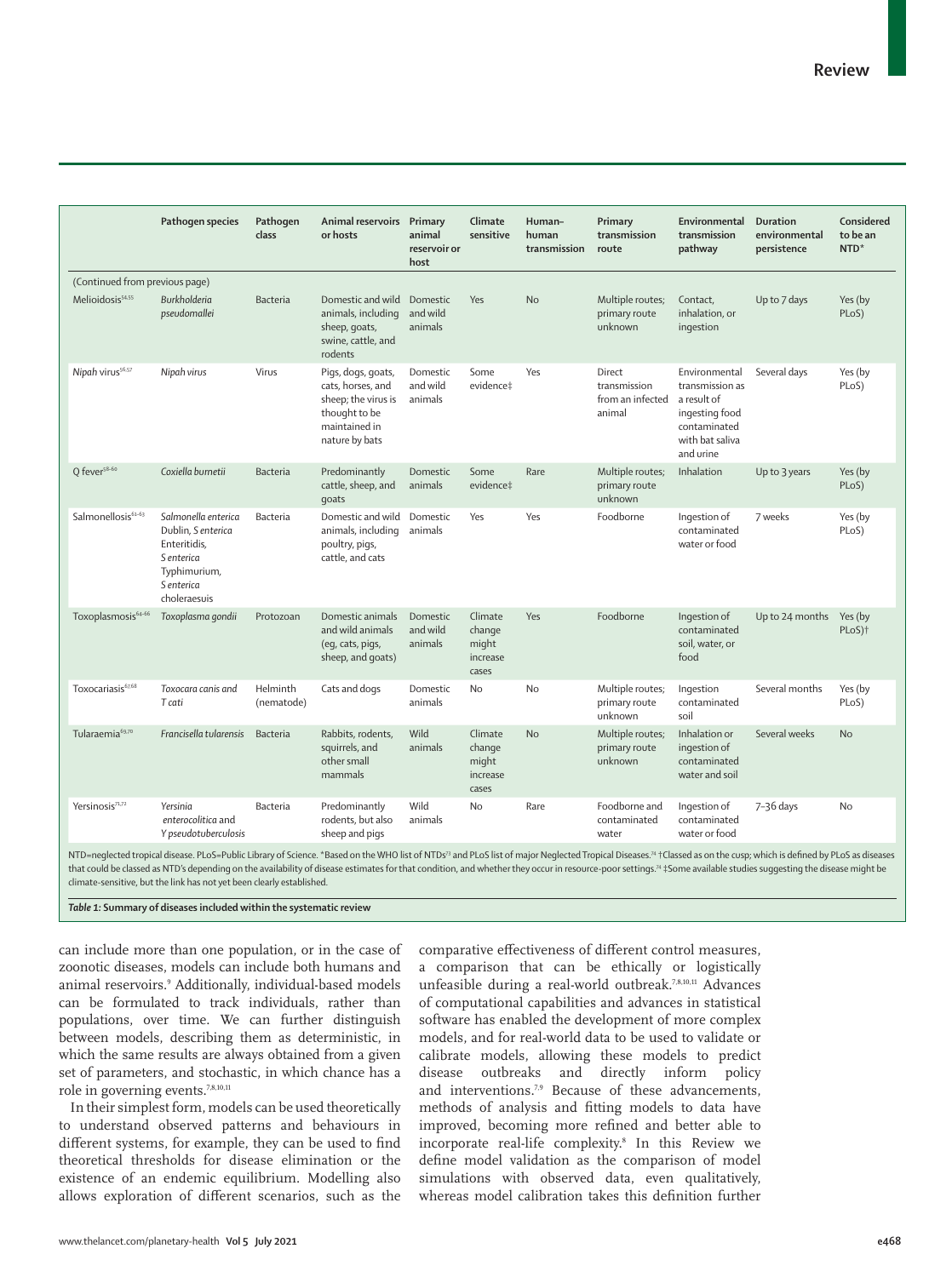| | Pathogen species | Pathogen class | Animal reservoirs or hosts | Primary animal reservoir or host | Climate sensitive | Human–human transmission | Primary transmission route | Environmental transmission pathway | Duration environmental persistence | Considered to be an NTD* |
|---|---|---|---|---|---|---|---|---|---|---|
| (Continued from previous page) | | | | | | | | | | |
| Melioidosis[54,55] | *Burkholderia pseudomallei* | Bacteria | Domestic and wild animals, including sheep, goats, swine, cattle, and rodents | Domestic and wild animals | Yes | No | Multiple routes; primary route unknown | Contact, inhalation, or ingestion | Up to 7 days | Yes (by PLoS) |
| Nipah virus[56,57] | *Nipah virus* | Virus | Pigs, dogs, goats, cats, horses, and sheep; the virus is thought to be maintained in nature by bats | Domestic and wild animals | Some evidence‡ | Yes | Direct transmission from an infected animal | Environmental transmission as a result of ingesting food contaminated with bat saliva and urine | Several days | Yes (by PLoS) |
| Q fever[58–60] | *Coxiella burnetii* | Bacteria | Predominantly cattle, sheep, and goats | Domestic animals | Some evidence‡ | Rare | Multiple routes; primary route unknown | Inhalation | Up to 3 years | Yes (by PLoS) |
| Salmonellosis[61–63] | *Salmonella enterica* Dublin, *S enterica* Enteritidis, *S enterica* Typhimurium, *S enterica* choleraesuis | Bacteria | Domestic and wild animals, including poultry, pigs, cattle, and cats | Domestic animals | Yes | Yes | Foodborne | Ingestion of contaminated water or food | 7 weeks | Yes (by PLoS) |
| Toxoplasmosis[64–66] | *Toxoplasma gondii* | Protozoan | Domestic animals and wild animals (eg, cats, pigs, sheep, and goats) | Domestic and wild animals | Climate change might increase cases | Yes | Foodborne | Ingestion of contaminated soil, water, or food | Up to 24 months | Yes (by PLoS)† |
| Toxocariasis[67,68] | *Toxocara canis* and *T cati* | Helminth (nematode) | Cats and dogs | Domestic animals | No | No | Multiple routes; primary route unknown | Ingestion contaminated soil | Several months | Yes (by PLoS) |
| Tularaemia[69,70] | *Francisella tularensis* | Bacteria | Rabbits, rodents, squirrels, and other small mammals | Wild animals | Climate change might increase cases | No | Multiple routes; primary route unknown | Inhalation or ingestion of contaminated water and soil | Several weeks | No |
| Yersinosis[71,72] | *Yersinia enterocolitica* and *Y pseudotuberculosis* | Bacteria | Predominantly rodents, but also sheep and pigs | Wild animals | No | Rare | Foodborne and contaminated water | Ingestion of contaminated water or food | 7–36 days | No |

NTD=neglected tropical disease. PLoS=Public Library of Science. *Based on the WHO list of NTDs[73] and PLoS list of major Neglected Tropical Diseases.[74] †Classed as on the cusp; which is defined by PLoS as diseases that could be classed as NTD's depending on the availability of disease estimates for that condition, and whether they occur in resource-poor settings.[74] ‡Some available studies suggesting the disease might be climate-sensitive, but the link has not yet been clearly established.

*Table 1:* **Summary of diseases included within the systematic review**

can include more than one population, or in the case of zoonotic diseases, models can include both humans and animal reservoirs.[9] Additionally, individual-based models can be formulated to track individuals, rather than populations, over time. We can further distinguish between models, describing them as deterministic, in which the same results are always obtained from a given set of parameters, and stochastic, in which chance has a role in governing events.[7,8,10,11]

In their simplest form, models can be used theoretically to understand observed patterns and behaviours in different systems, for example, they can be used to find theoretical thresholds for disease elimination or the existence of an endemic equilibrium. Modelling also allows exploration of different scenarios, such as the comparative effectiveness of different control measures, a comparison that can be ethically or logistically unfeasible during a real-world outbreak.[7,8,10,11] Advances of computational capabilities and advances in statistical software has enabled the development of more complex models, and for real-world data to be used to validate or calibrate models, allowing these models to predict disease outbreaks and directly inform policy and interventions.[7,9] Because of these advancements, methods of analysis and fitting models to data have improved, becoming more refined and better able to incorporate real-life complexity.[8] In this Review we define model validation as the comparison of model simulations with observed data, even qualitatively, whereas model calibration takes this definition further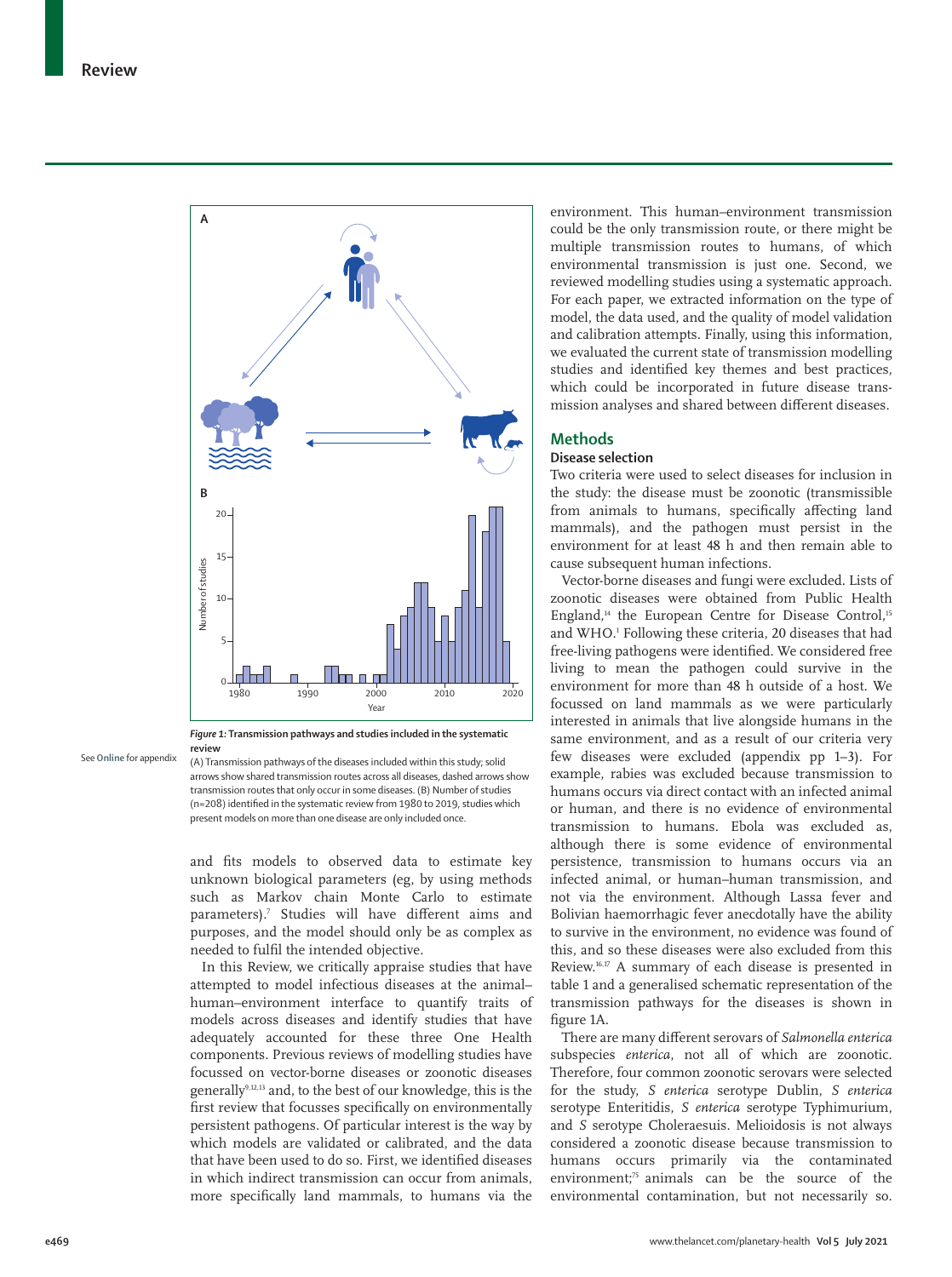*Figure 1:* **Transmission pathways and studies included in the systematic review**

(A) Transmission pathways of the diseases included within this study; solid arrows show shared transmission routes across all diseases, dashed arrows show transmission routes that only occur in some diseases. (B) Number of studies (n=208) identified in the systematic review from 1980 to 2019, studies which present models on more than one disease are only included once.

See **Online** for appendix

and fits models to observed data to estimate key unknown biological parameters (eg, by using methods such as Markov chain Monte Carlo to estimate parameters).[7] Studies will have different aims and purposes, and the model should only be as complex as needed to fulfil the intended objective.

In this Review, we critically appraise studies that have attempted to model infectious diseases at the animal–human–environment interface to quantify traits of models across diseases and identify studies that have adequately accounted for these three One Health components. Previous reviews of modelling studies have focussed on vector-borne diseases or zoonotic diseases generally[9,12,13] and, to the best of our knowledge, this is the first review that focusses specifically on environmentally persistent pathogens. Of particular interest is the way by which models are validated or calibrated, and the data that have been used to do so. First, we identified diseases in which indirect transmission can occur from animals, more specifically land mammals, to humans via the environment. This human–environment transmission could be the only transmission route, or there might be multiple transmission routes to humans, of which environmental transmission is just one. Second, we reviewed modelling studies using a systematic approach. For each paper, we extracted information on the type of model, the data used, and the quality of model validation and calibration attempts. Finally, using this information, we evaluated the current state of transmission modelling studies and identified key themes and best practices, which could be incorporated in future disease transmission analyses and shared between different diseases.

## Methods

### Disease selection

Two criteria were used to select diseases for inclusion in the study: the disease must be zoonotic (transmissible from animals to humans, specifically affecting land mammals), and the pathogen must persist in the environment for at least 48 h and then remain able to cause subsequent human infections.

Vector-borne diseases and fungi were excluded. Lists of zoonotic diseases were obtained from Public Health England,[14] the European Centre for Disease Control,[15] and WHO.[1] Following these criteria, 20 diseases that had free-living pathogens were identified. We considered free living to mean the pathogen could survive in the environment for more than 48 h outside of a host. We focussed on land mammals as we were particularly interested in animals that live alongside humans in the same environment, and as a result of our criteria very few diseases were excluded (appendix pp 1–3). For example, rabies was excluded because transmission to humans occurs via direct contact with an infected animal or human, and there is no evidence of environmental transmission to humans. Ebola was excluded as, although there is some evidence of environmental persistence, transmission to humans occurs via an infected animal, or human–human transmission, and not via the environment. Although Lassa fever and Bolivian haemorrhagic fever anecdotally have the ability to survive in the environment, no evidence was found of this, and so these diseases were also excluded from this Review.[16,17] A summary of each disease is presented in table 1 and a generalised schematic representation of the transmission pathways for the diseases is shown in figure 1A.

There are many different serovars of *Salmonella enterica* subspecies *enterica*, not all of which are zoonotic. Therefore, four common zoonotic serovars were selected for the study, *S enterica* serotype Dublin, *S enterica* serotype Enteritidis, *S enterica* serotype Typhimurium, and *S* serotype Choleraesuis. Melioidosis is not always considered a zoonotic disease because transmission to humans occurs primarily via the contaminated environment;[75] animals can be the source of the environmental contamination, but not necessarily so.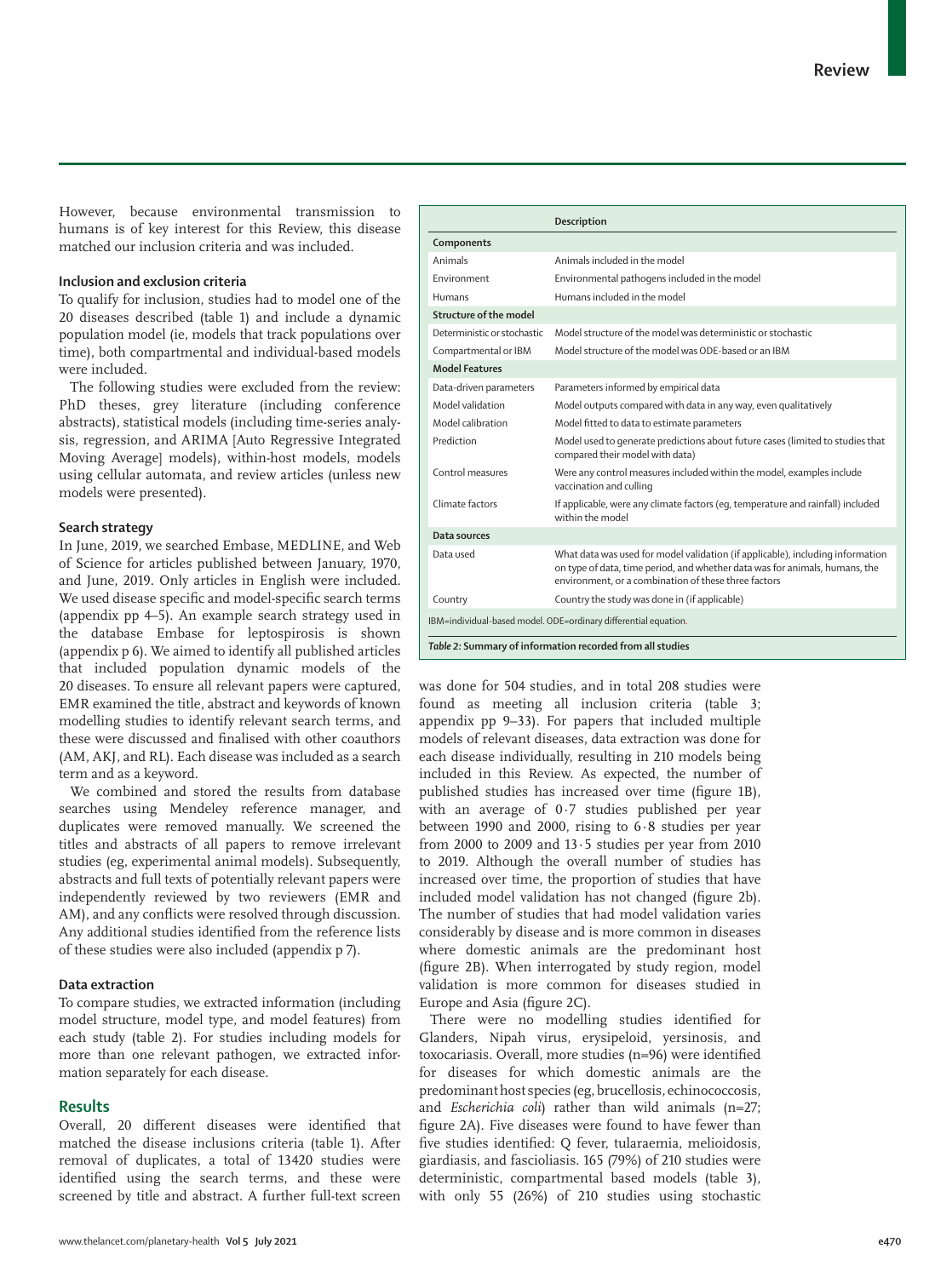However, because environmental transmission to humans is of key interest for this Review, this disease matched our inclusion criteria and was included.

### Inclusion and exclusion criteria

To qualify for inclusion, studies had to model one of the 20 diseases described (table 1) and include a dynamic population model (ie, models that track populations over time), both compartmental and individual-based models were included.

The following studies were excluded from the review: PhD theses, grey literature (including conference abstracts), statistical models (including time-series analysis, regression, and ARIMA [Auto Regressive Integrated Moving Average] models), within-host models, models using cellular automata, and review articles (unless new models were presented).

### Search strategy

In June, 2019, we searched Embase, MEDLINE, and Web of Science for articles published between January, 1970, and June, 2019. Only articles in English were included. We used disease specific and model-specific search terms (appendix pp 4–5). An example search strategy used in the database Embase for leptospirosis is shown (appendix p 6). We aimed to identify all published articles that included population dynamic models of the 20 diseases. To ensure all relevant papers were captured, EMR examined the title, abstract and keywords of known modelling studies to identify relevant search terms, and these were discussed and finalised with other coauthors (AM, AKJ, and RL). Each disease was included as a search term and as a keyword.

We combined and stored the results from database searches using Mendeley reference manager, and duplicates were removed manually. We screened the titles and abstracts of all papers to remove irrelevant studies (eg, experimental animal models). Subsequently, abstracts and full texts of potentially relevant papers were independently reviewed by two reviewers (EMR and AM), and any conflicts were resolved through discussion. Any additional studies identified from the reference lists of these studies were also included (appendix p 7).

### Data extraction

To compare studies, we extracted information (including model structure, model type, and model features) from each study (table 2). For studies including models for more than one relevant pathogen, we extracted information separately for each disease.

## Results

Overall, 20 different diseases were identified that matched the disease inclusions criteria (table 1). After removal of duplicates, a total of 13420 studies were identified using the search terms, and these were screened by title and abstract. A further full-text screen was done for 504 studies, and in total 208 studies were found as meeting all inclusion criteria (table 3; appendix pp 9–33). For papers that included multiple models of relevant diseases, data extraction was done for each disease individually, resulting in 210 models being included in this Review. As expected, the number of published studies has increased over time (figure 1B), with an average of 0·7 studies published per year between 1990 and 2000, rising to 6·8 studies per year from 2000 to 2009 and 13·5 studies per year from 2010 to 2019. Although the overall number of studies has increased over time, the proportion of studies that have included model validation has not changed (figure 2b). The number of studies that had model validation varies considerably by disease and is more common in diseases where domestic animals are the predominant host (figure 2B). When interrogated by study region, model validation is more common for diseases studied in Europe and Asia (figure 2C).

There were no modelling studies identified for Glanders, Nipah virus, erysipeloid, yersinosis, and toxocariasis. Overall, more studies (n=96) were identified for diseases for which domestic animals are the predominant host species (eg, brucellosis, echinococcosis, and *Escherichia coli*) rather than wild animals (n=27; figure 2A). Five diseases were found to have fewer than five studies identified: Q fever, tularaemia, melioidosis, giardiasis, and fascioliasis. 165 (79%) of 210 studies were deterministic, compartmental based models (table 3), with only 55 (26%) of 210 studies using stochastic

| | Description |
|---|---|
| **Components** | |
| Animals | Animals included in the model |
| Environment | Environmental pathogens included in the model |
| Humans | Humans included in the model |
| **Structure of the model** | |
| Deterministic or stochastic | Model structure of the model was deterministic or stochastic |
| Compartmental or IBM | Model structure of the model was ODE-based or an IBM |
| **Model Features** | |
| Data-driven parameters | Parameters informed by empirical data |
| Model validation | Model outputs compared with data in any way, even qualitatively |
| Model calibration | Model fitted to data to estimate parameters |
| Prediction | Model used to generate predictions about future cases (limited to studies that compared their model with data) |
| Control measures | Were any control measures included within the model, examples include vaccination and culling |
| Climate factors | If applicable, were any climate factors (eg, temperature and rainfall) included within the model |
| **Data sources** | |
| Data used | What data was used for model validation (if applicable), including information on type of data, time period, and whether data was for animals, humans, the environment, or a combination of these three factors |
| Country | Country the study was done in (if applicable) |

IBM=individual-based model. ODE=ordinary differential equation.

*Table 2:* **Summary of information recorded from all studies**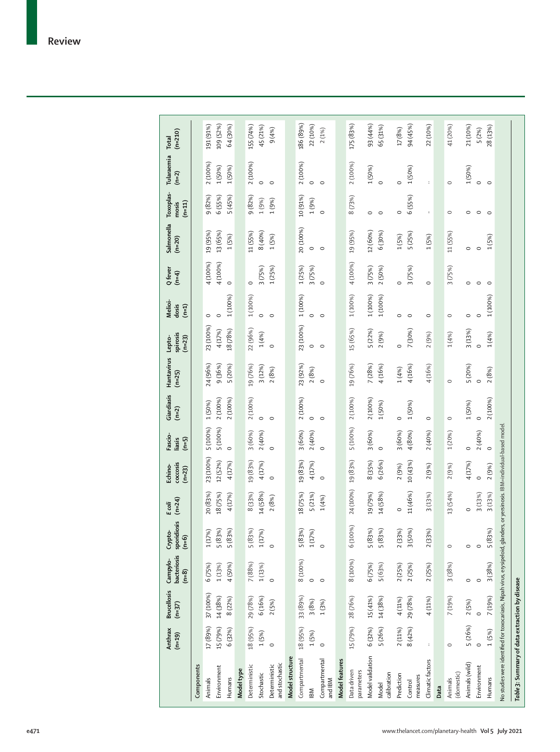| | Anthrax (n=19) | Brucellosis (n=37) | Campylo-bacteriosis (n=8) | Crypto-sporidiosis (n=6) | *E coli* (n=24) | Echino-coccosis (n=23) | Fascio-liasis (n=5) | Giardiasis (n=2) | Hantavirus (n=25) | Lepto-spirosis (n=23) | Melioi-dosis (n=1) | Q fever (n=4) | Salmonella (n=20) | Toxoplas-mosis (n=11) | Tularaemia (n=2) | Total (n=210) |
|---|---|---|---|---|---|---|---|---|---|---|---|---|---|---|---|---|
| **Components** | | | | | | | | | | | | | | | | |
| Animals | 17 (89%) | 37 (100%) | 6 (75%) | 1 (17%) | 20 (83%) | 23 (100%) | 5 (100%) | 1 (50%) | 24 (96%) | 23 (100%) | 0 | 4 (100%) | 19 (95%) | 9 (82%) | 2 (100%) | 191 (91%) |
| Environment | 15 (79%) | 14 (38%) | 1 (13%) | 5 (83%) | 18 (75%) | 12 (52%) | 5 (100%) | 2 (100%) | 9 (36%) | 4 (17%) | 0 | 4 (100%) | 13 (65%) | 6 (55%) | 1 (50%) | 109 (52%) |
| Humans | 6 (32%) | 8 (22%) | 4 (50%) | 5 (83%) | 4 (17%) | 4 (17%) | 0 | 2 (100%) | 5 (20%) | 18 (78%) | 1 (100%) | 0 | 1 (5%) | 5 (45%) | 1 (50%) | 64 (30%) |
| **Model type** | | | | | | | | | | | | | | | | |
| Deterministic | 18 (95%) | 29 (78%) | 7 (88%) | 5 (83%) | 8 (33%) | 19 (83%) | 3 (60%) | 2 (100%) | 19 (76%) | 22 (96%) | 1 (100%) | 0 | 11 (55%) | 9 (82%) | 2 (100%) | 155 (74%) |
| Stochastic | 1 (5%) | 6 (16%) | 1 (13%) | 1 (17%) | 14 (58%) | 4 (17%) | 2 (40%) | 0 | 3 (12%) | 1 (4%) | 0 | 3 (75%) | 8 (40%) | 1 (9%) | 0 | 45 (21%) |
| Deterministic and stochastic | 0 | 2 (5%) | 0 | 0 | 2 (8%) | 0 | 0 | 0 | 2 (8%) | 0 | 0 | 1 (25%) | 1 (5%) | 1 (9%) | 0 | 9 (4%) |
| **Model structure** | | | | | | | | | | | | | | | | |
| Compartmental | 18 (95%) | 33 (89%) | 8 (100%) | 5 (83%) | 18 (75%) | 19 (83%) | 3 (60%) | 2 (100%) | 23 (92%) | 23 (100%) | 1 (100%) | 1 (25%) | 20 (100%) | 10 (91%) | 2 (100%) | 186 (89%) |
| IBM | 1 (5%) | 3 (8%) | 0 | 1 (17%) | 5 (21%) | 4 (17%) | 2 (40%) | 0 | 2 (8%) | 0 | 0 | 3 (75%) | 0 | 1 (9%) | 0 | 22 (10%) |
| Compartmental and IBM | 0 | 1 (3%) | 0 | 0 | 1 (4%) | 0 | 0 | 0 | 0 | 0 | 0 | 0 | 0 | 0 | 0 | 2 (1%) |
| **Model features** | | | | | | | | | | | | | | | | |
| Data driven parameters | 15 (79%) | 28 (76%) | 8 (100%) | 6 (100%) | 24 (100%) | 19 (83%) | 5 (100%) | 2 (100%) | 19 (76%) | 15 (65%) | 1 (100%) | 4 (100%) | 19 (95%) | 8 (73%) | 2 (100%) | 175 (83%) |
| Model validation | 6 (32%) | 15 (41%) | 6 (75%) | 5 (83%) | 19 (79%) | 8 (35%) | 3 (60%) | 2 (100%) | 7 (28%) | 5 (22%) | 1 (100%) | 3 (75%) | 12 (60%) | 0 | 1 (50%) | 93 (44%) |
| Model calibration | 5 (26%) | 14 (38%) | 5 (63%) | 5 (83%) | 14 (58%) | 6 (26%) | 0 | 1 (50%) | 4 (16%) | 2 (9%) | 1 (100%) | 2 (50%) | 6 (30%) | 0 | 0 | 65 (31%) |
| Prediction | 2 (11%) | 4 (11%) | 2 (25%) | 2 (33%) | 0 | 2 (9%) | 3 (60%) | 0 | 1 (4%) | 0 | 0 | 0 | 1 (5%) | 0 | 0 | 17 (8%) |
| Control measures | 8 (42%) | 29 (78%) | 2 (25%) | 3 (50%) | 11 (46%) | 10 (43%) | 4 (80%) | 1 (50%) | 4 (16%) | 7 (30%) | 0 | 3 (75%) | 5 (25%) | 6 (55%) | 1 (50%) | 94 (45%) |
| Climatic factors | .. | 4 (11%) | 2 (25%) | 2 (33%) | 3 (13%) | 2 (9%) | 2 (40%) | 0 | 4 (16%) | 2 (9%) | 0 | 0 | 1 (5%) | .. | .. | 22 (10%) |
| **Data** | | | | | | | | | | | | | | | | |
| Animals (domestic) | 0 | 7 (19%) | 3 (38%) | 0 | 13 (54%) | 2 (9%) | 1 (20%) | 0 | 0 | 1 (4%) | 0 | 3 (75%) | 11 (55%) | 0 | 0 | 41 (20%) |
| Animals (wild) | 5 (26%) | 2 (5%) | 0 | 0 | 0 | 4 (17%) | 0 | 1 (50%) | 5 (20%) | 3 (13%) | 0 | 0 | 0 | 0 | 1 (50%) | 21 (10%) |
| Environment | 0 | 0 | 0 | 0 | 3 (13%) | 0 | 2 (40%) | 0 | 0 | 0 | 0 | 0 | 0 | 0 | 0 | 5 (2%) |
| Humans | 1 (5%) | 7 (19%) | 3 (38%) | 5 (83%) | 3 (13%) | 2 (9%) | 0 | 2 (100%) | 2 (8%) | 1 (4%) | 1 (100%) | 0 | 1 (5%) | 0 | 0 | 28 (13%) |

No studies were identified for toxocariasis, Nipah virus, erysipeloid, glanders, or yersinosis. IBM=individual-based model.

**Table 3:** Summary of data extraction by disease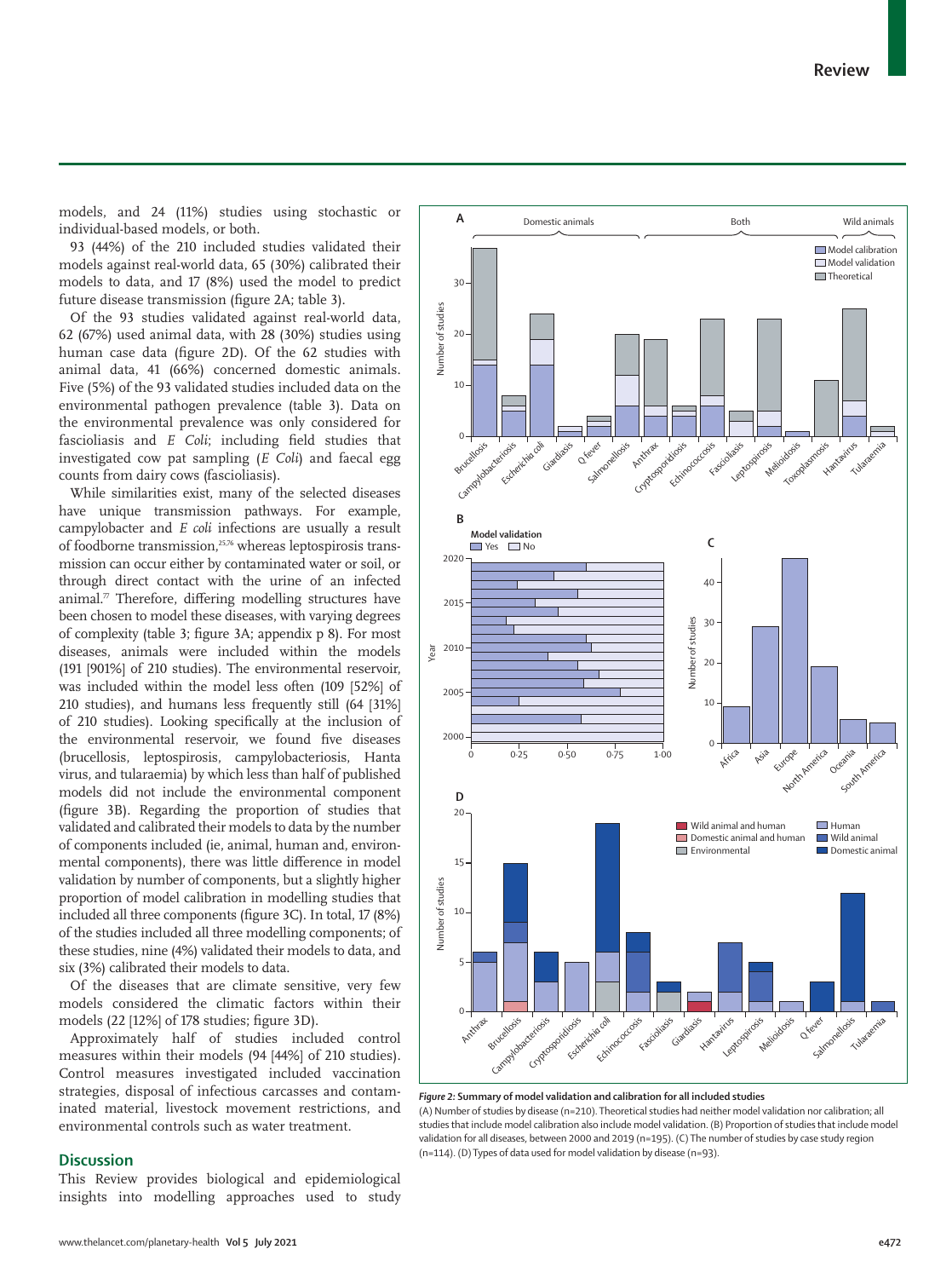models, and 24 (11%) studies using stochastic or individual-based models, or both.

93 (44%) of the 210 included studies validated their models against real-world data, 65 (30%) calibrated their models to data, and 17 (8%) used the model to predict future disease transmission (figure 2A; table 3).

Of the 93 studies validated against real-world data, 62 (67%) used animal data, with 28 (30%) studies using human case data (figure 2D). Of the 62 studies with animal data, 41 (66%) concerned domestic animals. Five (5%) of the 93 validated studies included data on the environmental pathogen prevalence (table 3). Data on the environmental prevalence was only considered for fascioliasis and *E Coli*; including field studies that investigated cow pat sampling (*E Coli*) and faecal egg counts from dairy cows (fascioliasis).

While similarities exist, many of the selected diseases have unique transmission pathways. For example, campylobacter and *E coli* infections are usually a result of foodborne transmission,[25,76] whereas leptospirosis transmission can occur either by contaminated water or soil, or through direct contact with the urine of an infected animal.[77] Therefore, differing modelling structures have been chosen to model these diseases, with varying degrees of complexity (table 3; figure 3A; appendix p 8). For most diseases, animals were included within the models (191 [901%] of 210 studies). The environmental reservoir, was included within the model less often (109 [52%] of 210 studies), and humans less frequently still (64 [31%] of 210 studies). Looking specifically at the inclusion of the environmental reservoir, we found five diseases (brucellosis, leptospirosis, campylobacteriosis, Hanta virus, and tularaemia) by which less than half of published models did not include the environmental component (figure 3B). Regarding the proportion of studies that validated and calibrated their models to data by the number of components included (ie, animal, human and, environmental components), there was little difference in model validation by number of components, but a slightly higher proportion of model calibration in modelling studies that included all three components (figure 3C). In total, 17 (8%) of the studies included all three modelling components; of these studies, nine (4%) validated their models to data, and six (3%) calibrated their models to data.

Of the diseases that are climate sensitive, very few models considered the climatic factors within their models (22 [12%] of 178 studies; figure 3D).

Approximately half of studies included control measures within their models (94 [44%] of 210 studies). Control measures investigated included vaccination strategies, disposal of infectious carcasses and contaminated material, livestock movement restrictions, and environmental controls such as water treatment.

**Figure 2: Summary of model validation and calibration for all included studies**
(A) Number of studies by disease (n=210). Theoretical studies had neither model validation nor calibration; all studies that include model calibration also include model validation. (B) Proportion of studies that include model validation for all diseases, between 2000 and 2019 (n=195). (C) The number of studies by case study region (n=114). (D) Types of data used for model validation by disease (n=93).

## Discussion

This Review provides biological and epidemiological insights into modelling approaches used to study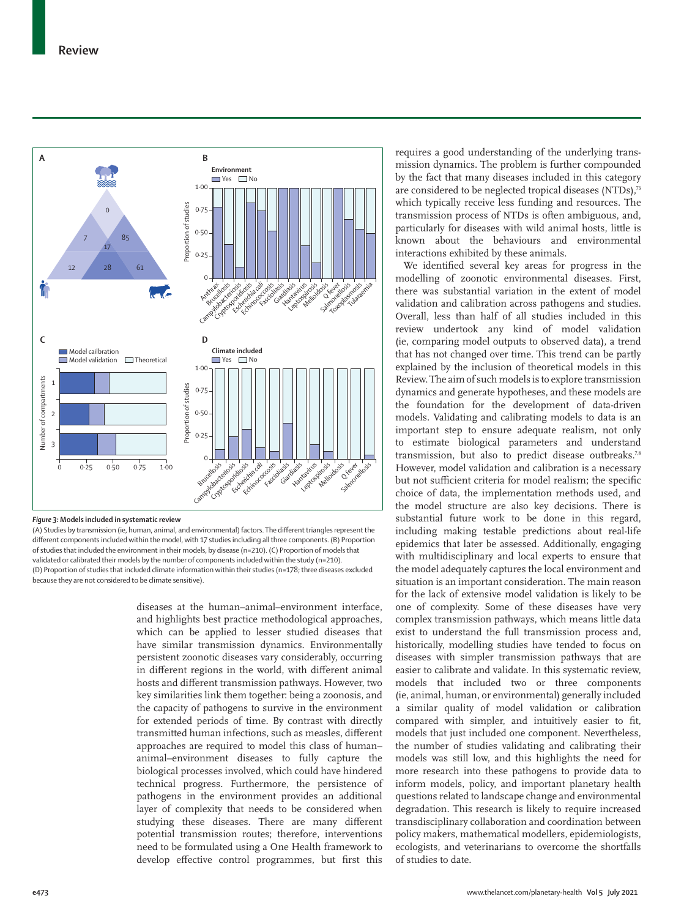*Figure 3:* **Models included in systematic review**

(A) Studies by transmission (ie, human, animal, and environmental) factors. The different triangles represent the different components included within the model, with 17 studies including all three components. (B) Proportion of studies that included the environment in their models, by disease (n=210). (C) Proportion of models that validated or calibrated their models by the number of components included within the study (n=210). (D) Proportion of studies that included climate information within their studies (n=178; three diseases excluded because they are not considered to be climate sensitive).

diseases at the human–animal–environment interface, and highlights best practice methodological approaches, which can be applied to lesser studied diseases that have similar transmission dynamics. Environmentally persistent zoonotic diseases vary considerably, occurring in different regions in the world, with different animal hosts and different transmission pathways. However, two key similarities link them together: being a zoonosis, and the capacity of pathogens to survive in the environment for extended periods of time. By contrast with directly transmitted human infections, such as measles, different approaches are required to model this class of human–animal–environment diseases to fully capture the biological processes involved, which could have hindered technical progress. Furthermore, the persistence of pathogens in the environment provides an additional layer of complexity that needs to be considered when studying these diseases. There are many different potential transmission routes; therefore, interventions need to be formulated using a One Health framework to develop effective control programmes, but first this requires a good understanding of the underlying transmission dynamics. The problem is further compounded by the fact that many diseases included in this category are considered to be neglected tropical diseases (NTDs),[73] which typically receive less funding and resources. The transmission process of NTDs is often ambiguous, and, particularly for diseases with wild animal hosts, little is known about the behaviours and environmental interactions exhibited by these animals.

We identified several key areas for progress in the modelling of zoonotic environmental diseases. First, there was substantial variation in the extent of model validation and calibration across pathogens and studies. Overall, less than half of all studies included in this review undertook any kind of model validation (ie, comparing model outputs to observed data), a trend that has not changed over time. This trend can be partly explained by the inclusion of theoretical models in this Review. The aim of such models is to explore transmission dynamics and generate hypotheses, and these models are the foundation for the development of data-driven models. Validating and calibrating models to data is an important step to ensure adequate realism, not only to estimate biological parameters and understand transmission, but also to predict disease outbreaks.[7,8] However, model validation and calibration is a necessary but not sufficient criteria for model realism; the specific choice of data, the implementation methods used, and the model structure are also key decisions. There is substantial future work to be done in this regard, including making testable predictions about real-life epidemics that later be assessed. Additionally, engaging with multidisciplinary and local experts to ensure that the model adequately captures the local environment and situation is an important consideration. The main reason for the lack of extensive model validation is likely to be one of complexity. Some of these diseases have very complex transmission pathways, which means little data exist to understand the full transmission process and, historically, modelling studies have tended to focus on diseases with simpler transmission pathways that are easier to calibrate and validate. In this systematic review, models that included two or three components (ie, animal, human, or environmental) generally included a similar quality of model validation or calibration compared with simpler, and intuitively easier to fit, models that just included one component. Nevertheless, the number of studies validating and calibrating their models was still low, and this highlights the need for more research into these pathogens to provide data to inform models, policy, and important planetary health questions related to landscape change and environmental degradation. This research is likely to require increased transdisciplinary collaboration and coordination between policy makers, mathematical modellers, epidemiologists, ecologists, and veterinarians to overcome the shortfalls of studies to date.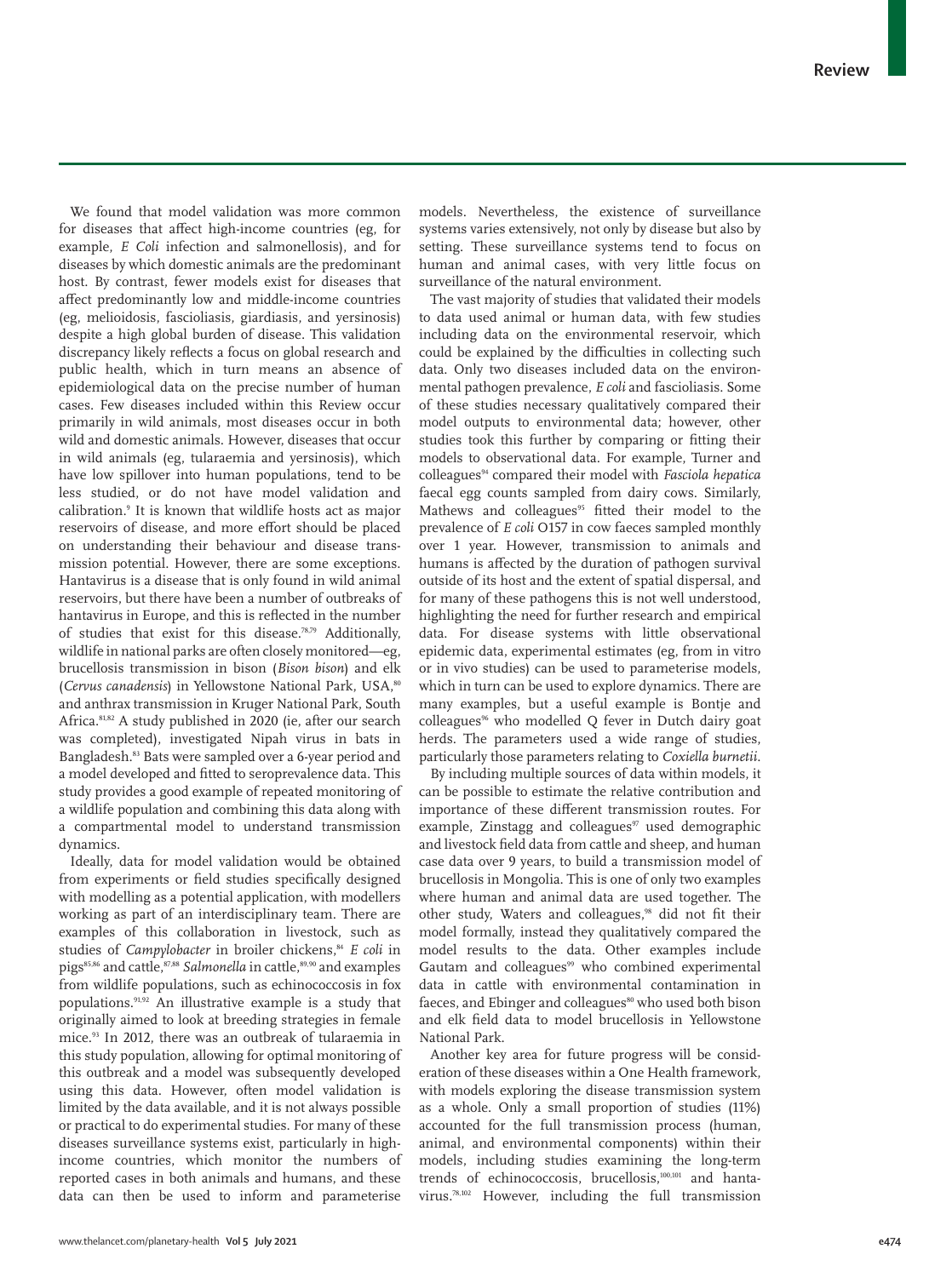We found that model validation was more common for diseases that affect high-income countries (eg, for example, *E Coli* infection and salmonellosis), and for diseases by which domestic animals are the predominant host. By contrast, fewer models exist for diseases that affect predominantly low and middle-income countries (eg, melioidosis, fascioliasis, giardiasis, and yersinosis) despite a high global burden of disease. This validation discrepancy likely reflects a focus on global research and public health, which in turn means an absence of epidemiological data on the precise number of human cases. Few diseases included within this Review occur primarily in wild animals, most diseases occur in both wild and domestic animals. However, diseases that occur in wild animals (eg, tularaemia and yersinosis), which have low spillover into human populations, tend to be less studied, or do not have model validation and calibration.[9] It is known that wildlife hosts act as major reservoirs of disease, and more effort should be placed on understanding their behaviour and disease transmission potential. However, there are some exceptions. Hantavirus is a disease that is only found in wild animal reservoirs, but there have been a number of outbreaks of hantavirus in Europe, and this is reflected in the number of studies that exist for this disease.[78,79] Additionally, wildlife in national parks are often closely monitored—eg, brucellosis transmission in bison (*Bison bison*) and elk (*Cervus canadensis*) in Yellowstone National Park, USA,[80] and anthrax transmission in Kruger National Park, South Africa.[81,82] A study published in 2020 (ie, after our search was completed), investigated Nipah virus in bats in Bangladesh.[83] Bats were sampled over a 6-year period and a model developed and fitted to seroprevalence data. This study provides a good example of repeated monitoring of a wildlife population and combining this data along with a compartmental model to understand transmission dynamics.

Ideally, data for model validation would be obtained from experiments or field studies specifically designed with modelling as a potential application, with modellers working as part of an interdisciplinary team. There are examples of this collaboration in livestock, such as studies of *Campylobacter* in broiler chickens,[84] *E coli* in pigs[85,86] and cattle,[87,88] *Salmonella* in cattle,[89,90] and examples from wildlife populations, such as echinococcosis in fox populations.[91,92] An illustrative example is a study that originally aimed to look at breeding strategies in female mice.[93] In 2012, there was an outbreak of tularaemia in this study population, allowing for optimal monitoring of this outbreak and a model was subsequently developed using this data. However, often model validation is limited by the data available, and it is not always possible or practical to do experimental studies. For many of these diseases surveillance systems exist, particularly in high-income countries, which monitor the numbers of reported cases in both animals and humans, and these data can then be used to inform and parameterise models. Nevertheless, the existence of surveillance systems varies extensively, not only by disease but also by setting. These surveillance systems tend to focus on human and animal cases, with very little focus on surveillance of the natural environment.

The vast majority of studies that validated their models to data used animal or human data, with few studies including data on the environmental reservoir, which could be explained by the difficulties in collecting such data. Only two diseases included data on the environmental pathogen prevalence, *E coli* and fascioliasis. Some of these studies necessary qualitatively compared their model outputs to environmental data; however, other studies took this further by comparing or fitting their models to observational data. For example, Turner and colleagues[94] compared their model with *Fasciola hepatica* faecal egg counts sampled from dairy cows. Similarly, Mathews and colleagues[95] fitted their model to the prevalence of *E coli* O157 in cow faeces sampled monthly over 1 year. However, transmission to animals and humans is affected by the duration of pathogen survival outside of its host and the extent of spatial dispersal, and for many of these pathogens this is not well understood, highlighting the need for further research and empirical data. For disease systems with little observational epidemic data, experimental estimates (eg, from in vitro or in vivo studies) can be used to parameterise models, which in turn can be used to explore dynamics. There are many examples, but a useful example is Bontje and colleagues[96] who modelled Q fever in Dutch dairy goat herds. The parameters used a wide range of studies, particularly those parameters relating to *Coxiella burnetii*.

By including multiple sources of data within models, it can be possible to estimate the relative contribution and importance of these different transmission routes. For example, Zinstagg and colleagues[97] used demographic and livestock field data from cattle and sheep, and human case data over 9 years, to build a transmission model of brucellosis in Mongolia. This is one of only two examples where human and animal data are used together. The other study, Waters and colleagues,[98] did not fit their model formally, instead they qualitatively compared the model results to the data. Other examples include Gautam and colleagues[99] who combined experimental data in cattle with environmental contamination in faeces, and Ebinger and colleagues[80] who used both bison and elk field data to model brucellosis in Yellowstone National Park.

Another key area for future progress will be consideration of these diseases within a One Health framework, with models exploring the disease transmission system as a whole. Only a small proportion of studies (11%) accounted for the full transmission process (human, animal, and environmental components) within their models, including studies examining the long-term trends of echinococcosis, brucellosis,[100,101] and hantavirus.[78,102] However, including the full transmission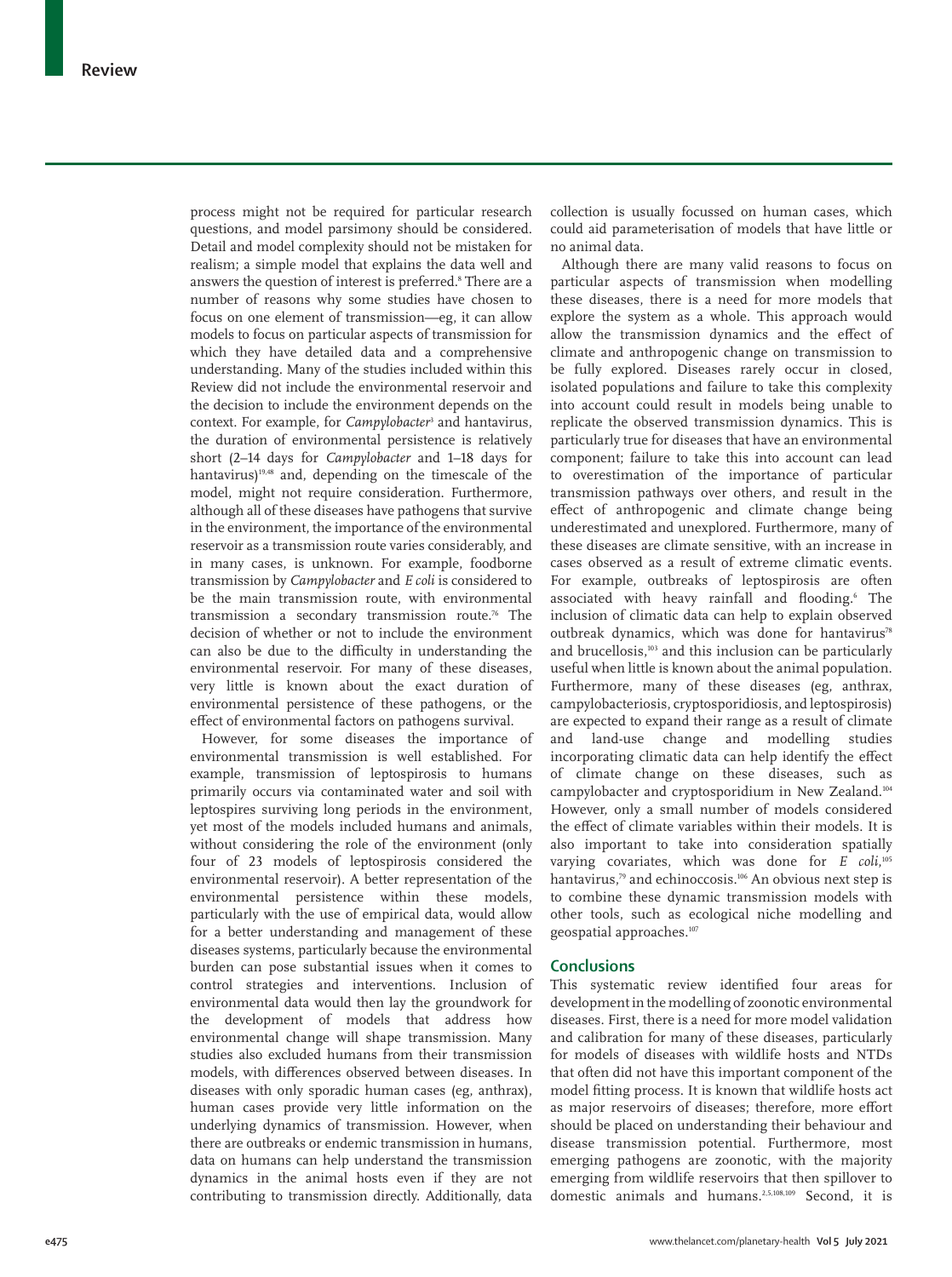process might not be required for particular research questions, and model parsimony should be considered. Detail and model complexity should not be mistaken for realism; a simple model that explains the data well and answers the question of interest is preferred.[8] There are a number of reasons why some studies have chosen to focus on one element of transmission—eg, it can allow models to focus on particular aspects of transmission for which they have detailed data and a comprehensive understanding. Many of the studies included within this Review did not include the environmental reservoir and the decision to include the environment depends on the context. For example, for *Campylobacter*[3] and hantavirus, the duration of environmental persistence is relatively short (2–14 days for *Campylobacter* and 1–18 days for hantavirus)[19,48] and, depending on the timescale of the model, might not require consideration. Furthermore, although all of these diseases have pathogens that survive in the environment, the importance of the environmental reservoir as a transmission route varies considerably, and in many cases, is unknown. For example, foodborne transmission by *Campylobacter* and *E coli* is considered to be the main transmission route, with environmental transmission a secondary transmission route.[76] The decision of whether or not to include the environment can also be due to the difficulty in understanding the environmental reservoir. For many of these diseases, very little is known about the exact duration of environmental persistence of these pathogens, or the effect of environmental factors on pathogens survival.

However, for some diseases the importance of environmental transmission is well established. For example, transmission of leptospirosis to humans primarily occurs via contaminated water and soil with leptospires surviving long periods in the environment, yet most of the models included humans and animals, without considering the role of the environment (only four of 23 models of leptospirosis considered the environmental reservoir). A better representation of the environmental persistence within these models, particularly with the use of empirical data, would allow for a better understanding and management of these diseases systems, particularly because the environmental burden can pose substantial issues when it comes to control strategies and interventions. Inclusion of environmental data would then lay the groundwork for the development of models that address how environmental change will shape transmission. Many studies also excluded humans from their transmission models, with differences observed between diseases. In diseases with only sporadic human cases (eg, anthrax), human cases provide very little information on the underlying dynamics of transmission. However, when there are outbreaks or endemic transmission in humans, data on humans can help understand the transmission dynamics in the animal hosts even if they are not contributing to transmission directly. Additionally, data collection is usually focussed on human cases, which could aid parameterisation of models that have little or no animal data.

Although there are many valid reasons to focus on particular aspects of transmission when modelling these diseases, there is a need for more models that explore the system as a whole. This approach would allow the transmission dynamics and the effect of climate and anthropogenic change on transmission to be fully explored. Diseases rarely occur in closed, isolated populations and failure to take this complexity into account could result in models being unable to replicate the observed transmission dynamics. This is particularly true for diseases that have an environmental component; failure to take this into account can lead to overestimation of the importance of particular transmission pathways over others, and result in the effect of anthropogenic and climate change being underestimated and unexplored. Furthermore, many of these diseases are climate sensitive, with an increase in cases observed as a result of extreme climatic events. For example, outbreaks of leptospirosis are often associated with heavy rainfall and flooding.[6] The inclusion of climatic data can help to explain observed outbreak dynamics, which was done for hantavirus[78] and brucellosis,[103] and this inclusion can be particularly useful when little is known about the animal population. Furthermore, many of these diseases (eg, anthrax, campylobacteriosis, cryptosporidiosis, and leptospirosis) are expected to expand their range as a result of climate and land-use change and modelling studies incorporating climatic data can help identify the effect of climate change on these diseases, such as campylobacter and cryptosporidium in New Zealand.[104] However, only a small number of models considered the effect of climate variables within their models. It is also important to take into consideration spatially varying covariates, which was done for *E coli*,[105] hantavirus,[79] and echinoccosis.[106] An obvious next step is to combine these dynamic transmission models with other tools, such as ecological niche modelling and geospatial approaches.[107]

## Conclusions

This systematic review identified four areas for development in the modelling of zoonotic environmental diseases. First, there is a need for more model validation and calibration for many of these diseases, particularly for models of diseases with wildlife hosts and NTDs that often did not have this important component of the model fitting process. It is known that wildlife hosts act as major reservoirs of diseases; therefore, more effort should be placed on understanding their behaviour and disease transmission potential. Furthermore, most emerging pathogens are zoonotic, with the majority emerging from wildlife reservoirs that then spillover to domestic animals and humans.[2,5,108,109] Second, it is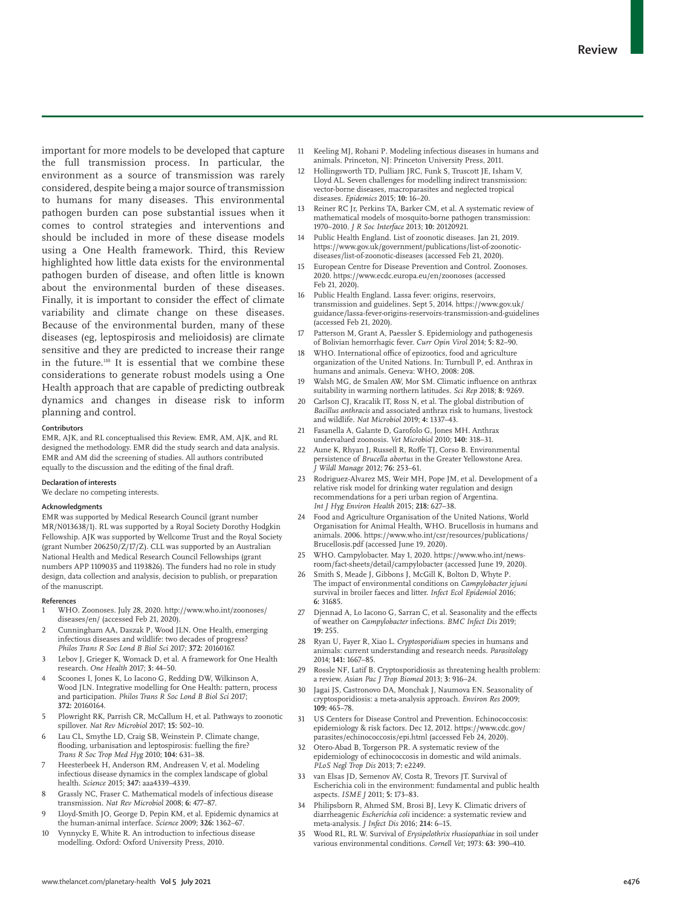important for more models to be developed that capture the full transmission process. In particular, the environment as a source of transmission was rarely considered, despite being a major source of transmission to humans for many diseases. This environmental pathogen burden can pose substantial issues when it comes to control strategies and interventions and should be included in more of these disease models using a One Health framework. Third, this Review highlighted how little data exists for the environmental pathogen burden of disease, and often little is known about the environmental burden of these diseases. Finally, it is important to consider the effect of climate variability and climate change on these diseases. Because of the environmental burden, many of these diseases (eg, leptospirosis and melioidosis) are climate sensitive and they are predicted to increase their range in the future.[110] It is essential that we combine these considerations to generate robust models using a One Health approach that are capable of predicting outbreak dynamics and changes in disease risk to inform planning and control.

#### Contributors

EMR, AJK, and RL conceptualised this Review. EMR, AM, AJK, and RL designed the methodology. EMR did the study search and data analysis. EMR and AM did the screening of studies. All authors contributed equally to the discussion and the editing of the final draft.

#### Declaration of interests

We declare no competing interests.

#### Acknowledgments

EMR was supported by Medical Research Council (grant number MR/N013638/1). RL was supported by a Royal Society Dorothy Hodgkin Fellowship. AJK was supported by Wellcome Trust and the Royal Society (grant Number 206250/Z/17/Z). CLL was supported by an Australian National Health and Medical Research Council Fellowships (grant numbers APP 1109035 and 1193826). The funders had no role in study design, data collection and analysis, decision to publish, or preparation of the manuscript.

#### References

1. WHO. Zoonoses. July 28, 2020. http://www.who.int/zoonoses/diseases/en/ (accessed Feb 21, 2020).
2. Cunningham AA, Daszak P, Wood JLN. One Health, emerging infectious diseases and wildlife: two decades of progress? *Philos Trans R Soc Lond B Biol Sci* 2017; **372:** 20160167.
3. Lebov J, Grieger K, Womack D, et al. A framework for One Health research. *One Health* 2017; **3:** 44–50.
4. Scoones I, Jones K, Lo Iacono G, Redding DW, Wilkinson A, Wood JLN. Integrative modelling for One Health: pattern, process and participation. *Philos Trans R Soc Lond B Biol Sci* 2017; **372:** 20160164.
5. Plowright RK, Parrish CR, McCallum H, et al. Pathways to zoonotic spillover. *Nat Rev Microbiol* 2017; **15:** 502–10.
6. Lau CL, Smythe LD, Craig SB, Weinstein P. Climate change, flooding, urbanisation and leptospirosis: fuelling the fire? *Trans R Soc Trop Med Hyg* 2010; **104:** 631–38.
7. Heesterbeek H, Anderson RM, Andreasen V, et al. Modeling infectious disease dynamics in the complex landscape of global health. *Science* 2015; **347:** aaa4339–4339.
8. Grassly NC, Fraser C. Mathematical models of infectious disease transmission. *Nat Rev Microbiol* 2008; **6:** 477–87.
9. Lloyd-Smith JO, George D, Pepin KM, et al. Epidemic dynamics at the human-animal interface. *Science* 2009; **326:** 1362–67.
10. Vynnycky E, White R. An introduction to infectious disease modelling. Oxford: Oxford University Press, 2010.
11. Keeling MJ, Rohani P. Modeling infectious diseases in humans and animals. Princeton, NJ: Princeton University Press, 2011.
12. Hollingsworth TD, Pulliam JRC, Funk S, Truscott JE, Isham V, Lloyd AL. Seven challenges for modelling indirect transmission: vector-borne diseases, macroparasites and neglected tropical diseases. *Epidemics* 2015; **10:** 16–20.
13. Reiner RC Jr, Perkins TA, Barker CM, et al. A systematic review of mathematical models of mosquito-borne pathogen transmission: 1970–2010. *J R Soc Interface* 2013; **10:** 20120921.
14. Public Health England. List of zoonotic diseases. Jan 21, 2019. https://www.gov.uk/government/publications/list-of-zoonotic-diseases/list-of-zoonotic-diseases (accessed Feb 21, 2020).
15. European Centre for Disease Prevention and Control. Zoonoses. 2020. https://www.ecdc.europa.eu/en/zoonoses (accessed Feb 21, 2020).
16. Public Health England. Lassa fever: origins, reservoirs, transmission and guidelines. Sept 5, 2014. https://www.gov.uk/guidance/lassa-fever-origins-reservoirs-transmission-and-guidelines (accessed Feb 21, 2020).
17. Patterson M, Grant A, Paessler S. Epidemiology and pathogenesis of Bolivian hemorrhagic fever. *Curr Opin Virol* 2014; **5:** 82–90.
18. WHO. International office of epizootics, food and agriculture organization of the United Nations. In: Turnbull P, ed. Anthrax in humans and animals. Geneva: WHO, 2008: 208.
19. Walsh MG, de Smalen AW, Mor SM. Climatic influence on anthrax suitability in warming northern latitudes. *Sci Rep* 2018; **8:** 9269.
20. Carlson CJ, Kracalik IT, Ross N, et al. The global distribution of *Bacillus anthracis* and associated anthrax risk to humans, livestock and wildlife. *Nat Microbiol* 2019; **4:** 1337–43.
21. Fasanella A, Galante D, Garofolo G, Jones MH. Anthrax undervalued zoonosis. *Vet Microbiol* 2010; **140:** 318–31.
22. Aune K, Rhyan J, Russell R, Roffe TJ, Corso B. Environmental persistence of *Brucella abortus* in the Greater Yellowstone Area. *J Wildl Manage* 2012; **76:** 253–61.
23. Rodriguez-Alvarez MS, Weir MH, Pope JM, et al. Development of a relative risk model for drinking water regulation and design recommendations for a peri urban region of Argentina. *Int J Hyg Environ Health* 2015; **218:** 627–38.
24. Food and Agriculture Organisation of the United Nations, World Organisation for Animal Health, WHO. Brucellosis in humans and animals. 2006. https://www.who.int/csr/resources/publications/Brucellosis.pdf (accessed June 19, 2020).
25. WHO. Campylobacter. May 1, 2020. https://www.who.int/news-room/fact-sheets/detail/campylobacter (accessed June 19, 2020).
26. Smith S, Meade J, Gibbons J, McGill K, Bolton D, Whyte P. The impact of environmental conditions on *Campylobacter jejuni* survival in broiler faeces and litter. *Infect Ecol Epidemiol* 2016; **6:** 31685.
27. Djennad A, Lo Iacono G, Sarran C, et al. Seasonality and the effects of weather on *Campylobacter* infections. *BMC Infect Dis* 2019; **19:** 255.
28. Ryan U, Fayer R, Xiao L. *Cryptosporidium* species in humans and animals: current understanding and research needs. *Parasitology* 2014; **141:** 1667–85.
29. Rossle NF, Latif B. Cryptosporidiosis as threatening health problem: a review. *Asian Pac J Trop Biomed* 2013; **3:** 916–24.
30. Jagai JS, Castronovo DA, Monchak J, Naumova EN. Seasonality of cryptosporidiosis: a meta-analysis approach. *Environ Res* 2009; **109:** 465–78.
31. US Centers for Disease Control and Prevention. Echinococcosis: epidemiology & risk factors. Dec 12, 2012. https://www.cdc.gov/parasites/echinococcosis/epi.html (accessed Feb 24, 2020).
32. Otero-Abad B, Torgerson PR. A systematic review of the epidemiology of echinococcosis in domestic and wild animals. *PLoS Negl Trop Dis* 2013; **7:** e2249.
33. van Elsas JD, Semenov AV, Costa R, Trevors JT. Survival of Escherichia coli in the environment: fundamental and public health aspects. *ISME J* 2011; **5:** 173–83.
34. Philipsborn R, Ahmed SM, Brosi BJ, Levy K. Climatic drivers of diarrheagenic *Escherichia coli* incidence: a systematic review and meta-analysis. *J Infect Dis* 2016; **214:** 6–15.
35. Wood RL, RL W. Survival of *Erysipelothrix rhusiopathiae* in soil under various environmental conditions. *Cornell Vet*; 1973: **63:** 390–410.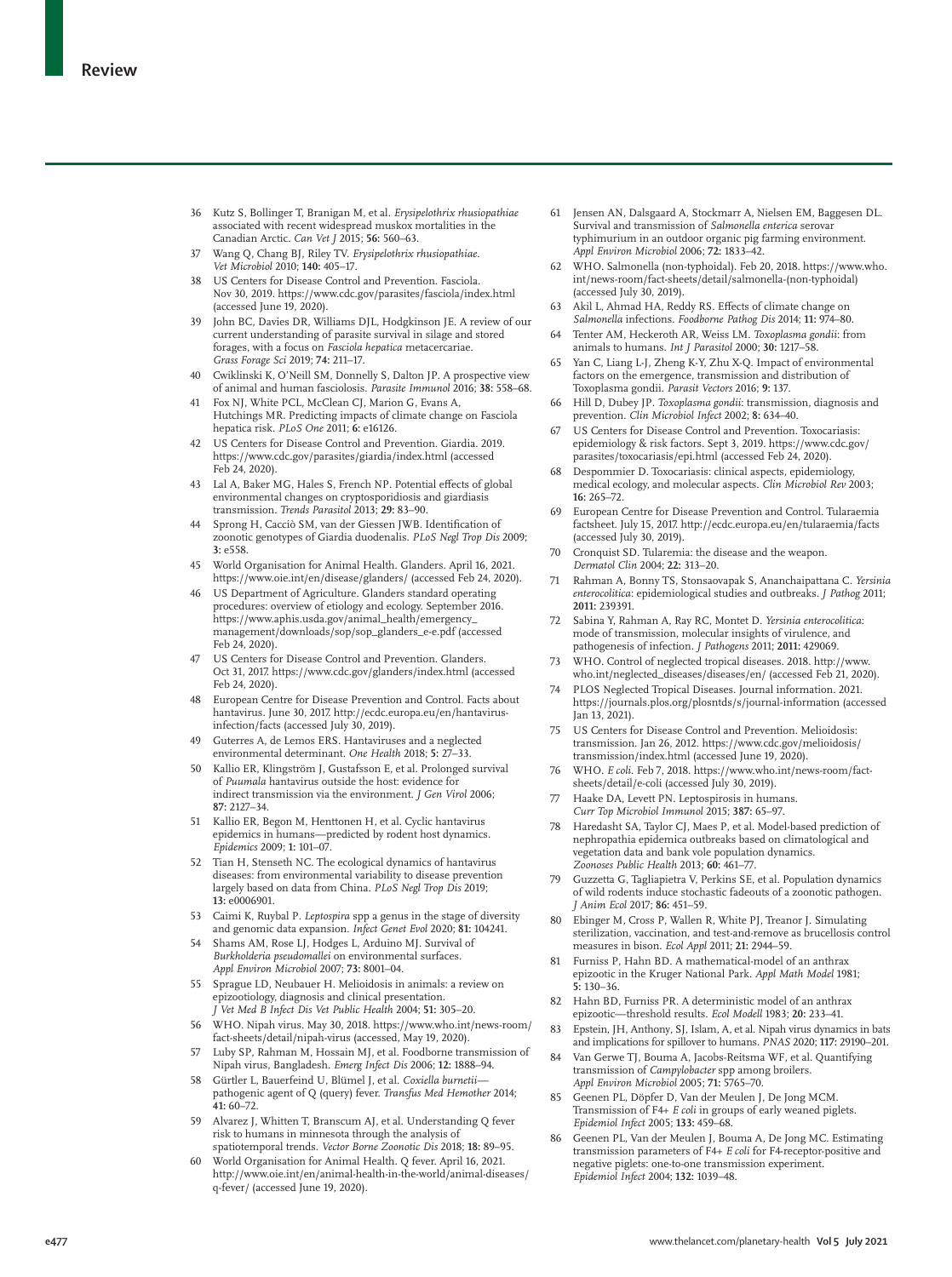36 Kutz S, Bollinger T, Branigan M, et al. *Erysipelothrix rhusiopathiae* associated with recent widespread muskox mortalities in the Canadian Arctic. *Can Vet J* 2015; **56:** 560–63.

37 Wang Q, Chang BJ, Riley TV. *Erysipelothrix rhusiopathiae*. *Vet Microbiol* 2010; **140:** 405–17.

38 US Centers for Disease Control and Prevention. Fasciola. Nov 30, 2019. https://www.cdc.gov/parasites/fasciola/index.html (accessed June 19, 2020).

39 John BC, Davies DR, Williams DJL, Hodgkinson JE. A review of our current understanding of parasite survival in silage and stored forages, with a focus on *Fasciola hepatica* metacercariae. *Grass Forage Sci* 2019; **74:** 211–17.

40 Cwiklinski K, O'Neill SM, Donnelly S, Dalton JP. A prospective view of animal and human fasciolosis. *Parasite Immunol* 2016; **38:** 558–68.

41 Fox NJ, White PCL, McClean CJ, Marion G, Evans A, Hutchings MR. Predicting impacts of climate change on Fasciola hepatica risk. *PLoS One* 2011; **6:** e16126.

42 US Centers for Disease Control and Prevention. Giardia. 2019. https://www.cdc.gov/parasites/giardia/index.html (accessed Feb 24, 2020).

43 Lal A, Baker MG, Hales S, French NP. Potential effects of global environmental changes on cryptosporidiosis and giardiasis transmission. *Trends Parasitol* 2013; **29:** 83–90.

44 Sprong H, Cacciò SM, van der Giessen JWB. Identification of zoonotic genotypes of Giardia duodenalis. *PLoS Negl Trop Dis* 2009; **3:** e558.

45 World Organisation for Animal Health. Glanders. April 16, 2021. https://www.oie.int/en/disease/glanders/ (accessed Feb 24, 2020).

46 US Department of Agriculture. Glanders standard operating procedures: overview of etiology and ecology. September 2016. https://www.aphis.usda.gov/animal_health/emergency_management/downloads/sop/sop_glanders_e-e.pdf (accessed Feb 24, 2020).

47 US Centers for Disease Control and Prevention. Glanders. Oct 31, 2017. https://www.cdc.gov/glanders/index.html (accessed Feb 24, 2020).

48 European Centre for Disease Prevention and Control. Facts about hantavirus. June 30, 2017. http://ecdc.europa.eu/en/hantavirus-infection/facts (accessed July 30, 2019).

49 Guterres A, de Lemos ERS. Hantaviruses and a neglected environmental determinant. *One Health* 2018; **5:** 27–33.

50 Kallio ER, Klingström J, Gustafsson E, et al. Prolonged survival of *Puumala* hantavirus outside the host: evidence for indirect transmission via the environment. *J Gen Virol* 2006; **87:** 2127–34.

51 Kallio ER, Begon M, Henttonen H, et al. Cyclic hantavirus epidemics in humans—predicted by rodent host dynamics. *Epidemics* 2009; **1:** 101–07.

52 Tian H, Stenseth NC. The ecological dynamics of hantavirus diseases: from environmental variability to disease prevention largely based on data from China. *PLoS Negl Trop Dis* 2019; **13:** e0006901.

53 Caimi K, Ruybal P. *Leptospira* spp a genus in the stage of diversity and genomic data expansion. *Infect Genet Evol* 2020; **81:** 104241.

54 Shams AM, Rose LJ, Hodges L, Arduino MJ. Survival of *Burkholderia pseudomallei* on environmental surfaces. *Appl Environ Microbiol* 2007; **73:** 8001–04.

55 Sprague LD, Neubauer H. Melioidosis in animals: a review on epizootiology, diagnosis and clinical presentation. *J Vet Med B Infect Dis Vet Public Health* 2004; **51:** 305–20.

56 WHO. Nipah virus. May 30, 2018. https://www.who.int/news-room/fact-sheets/detail/nipah-virus (accessed, May 19, 2020).

57 Luby SP, Rahman M, Hossain MJ, et al. Foodborne transmission of Nipah virus, Bangladesh. *Emerg Infect Dis* 2006; **12:** 1888–94.

58 Gürtler L, Bauerfeind U, Blümel J, et al. *Coxiella burnetii*—pathogenic agent of Q (query) fever. *Transfus Med Hemother* 2014; **41:** 60–72.

59 Alvarez J, Whitten T, Branscum AJ, et al. Understanding Q fever risk to humans in minnesota through the analysis of spatiotemporal trends. *Vector Borne Zoonotic Dis* 2018; **18:** 89–95.

60 World Organisation for Animal Health. Q fever. April 16, 2021. http://www.oie.int/en/animal-health-in-the-world/animal-diseases/q-fever/ (accessed June 19, 2020).

61 Jensen AN, Dalsgaard A, Stockmarr A, Nielsen EM, Baggesen DL. Survival and transmission of *Salmonella enterica* serovar typhimurium in an outdoor organic pig farming environment. *Appl Environ Microbiol* 2006; **72:** 1833–42.

62 WHO. Salmonella (non-typhoidal). Feb 20, 2018. https://www.who.int/news-room/fact-sheets/detail/salmonella-(non-typhoidal) (accessed July 30, 2019).

63 Akil L, Ahmad HA, Reddy RS. Effects of climate change on *Salmonella* infections. *Foodborne Pathog Dis* 2014; **11:** 974–80.

64 Tenter AM, Heckeroth AR, Weiss LM. *Toxoplasma gondii*: from animals to humans. *Int J Parasitol* 2000; **30:** 1217–58.

65 Yan C, Liang L-J, Zheng K-Y, Zhu X-Q. Impact of environmental factors on the emergence, transmission and distribution of Toxoplasma gondii. *Parasit Vectors* 2016; **9:** 137.

66 Hill D, Dubey JP. *Toxoplasma gondii*: transmission, diagnosis and prevention. *Clin Microbiol Infect* 2002; **8:** 634–40.

67 US Centers for Disease Control and Prevention. Toxocariasis: epidemiology & risk factors. Sept 3, 2019. https://www.cdc.gov/parasites/toxocariasis/epi.html (accessed Feb 24, 2020).

68 Despommier D. Toxocariasis: clinical aspects, epidemiology, medical ecology, and molecular aspects. *Clin Microbiol Rev* 2003; **16:** 265–72.

69 European Centre for Disease Prevention and Control. Tularaemia factsheet. July 15, 2017. http://ecdc.europa.eu/en/tularaemia/facts (accessed July 30, 2019).

70 Cronquist SD. Tularemia: the disease and the weapon. *Dermatol Clin* 2004; **22:** 313–20.

71 Rahman A, Bonny TS, Stonsaovapak S, Ananchaipattana C. *Yersinia enterocolitica*: epidemiological studies and outbreaks. *J Pathog* 2011; **2011:** 239391.

72 Sabina Y, Rahman A, Ray RC, Montet D. *Yersinia enterocolitica*: mode of transmission, molecular insights of virulence, and pathogenesis of infection. *J Pathogens* 2011; **2011:** 429069.

73 WHO. Control of neglected tropical diseases. 2018. http://www.who.int/neglected_diseases/diseases/en/ (accessed Feb 21, 2020).

74 PLOS Neglected Tropical Diseases. Journal information. 2021. https://journals.plos.org/plosntds/s/journal-information (accessed Jan 13, 2021).

75 US Centers for Disease Control and Prevention. Melioidosis: transmission. Jan 26, 2012. https://www.cdc.gov/melioidosis/transmission/index.html (accessed June 19, 2020).

76 WHO. *E coli*. Feb 7, 2018. https://www.who.int/news-room/fact-sheets/detail/e-coli (accessed July 30, 2019).

77 Haake DA, Levett PN. Leptospirosis in humans. *Curr Top Microbiol Immunol* 2015; **387:** 65–97.

78 Haredasht SA, Taylor CJ, Maes P, et al. Model-based prediction of nephropathia epidemica outbreaks based on climatological and vegetation data and bank vole population dynamics. *Zoonoses Public Health* 2013; **60:** 461–77.

79 Guzzetta G, Tagliapietra V, Perkins SE, et al. Population dynamics of wild rodents induce stochastic fadeouts of a zoonotic pathogen. *J Anim Ecol* 2017; **86:** 451–59.

80 Ebinger M, Cross P, Wallen R, White PJ, Treanor J. Simulating sterilization, vaccination, and test-and-remove as brucellosis control measures in bison. *Ecol Appl* 2011; **21:** 2944–59.

81 Furniss P, Hahn BD. A mathematical-model of an anthrax epizootic in the Kruger National Park. *Appl Math Model* 1981; **5:** 130–36.

82 Hahn BD, Furniss PR. A deterministic model of an anthrax epizootic—threshold results. *Ecol Modell* 1983; **20:** 233–41.

83 Epstein, JH, Anthony, SJ, Islam, A, et al. Nipah virus dynamics in bats and implications for spillover to humans. *PNAS* 2020; **117:** 29190–201.

84 Van Gerwe TJ, Bouma A, Jacobs-Reitsma WF, et al. Quantifying transmission of *Campylobacter* spp among broilers. *Appl Environ Microbiol* 2005; **71:** 5765–70.

85 Geenen PL, Döpfer D, Van der Meulen J, De Jong MCM. Transmission of F4+ *E coli* in groups of early weaned piglets. *Epidemiol Infect* 2005; **133:** 459–68.

86 Geenen PL, Van der Meulen J, Bouma A, De Jong MC. Estimating transmission parameters of F4+ *E coli* for F4-receptor-positive and negative piglets: one-to-one transmission experiment. *Epidemiol Infect* 2004; **132:** 1039–48.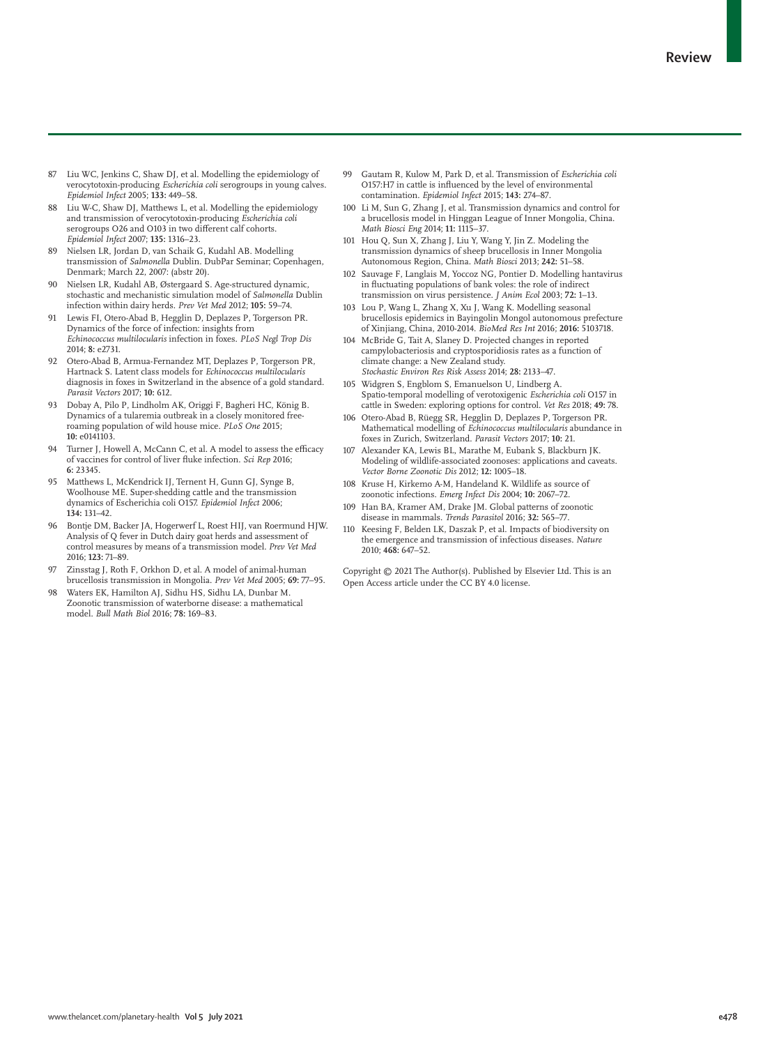87 Liu WC, Jenkins C, Shaw DJ, et al. Modelling the epidemiology of verocytotoxin-producing *Escherichia coli* serogroups in young calves. *Epidemiol Infect* 2005; **133:** 449–58.

88 Liu W-C, Shaw DJ, Matthews L, et al. Modelling the epidemiology and transmission of verocytotoxin-producing *Escherichia coli* serogroups O26 and O103 in two different calf cohorts. *Epidemiol Infect* 2007; **135:** 1316–23.

89 Nielsen LR, Jordan D, van Schaik G, Kudahl AB. Modelling transmission of *Salmonella* Dublin. DubPar Seminar; Copenhagen, Denmark; March 22, 2007: (abstr 20).

90 Nielsen LR, Kudahl AB, Østergaard S. Age-structured dynamic, stochastic and mechanistic simulation model of *Salmonella* Dublin infection within dairy herds. *Prev Vet Med* 2012; **105:** 59–74.

91 Lewis FI, Otero-Abad B, Hegglin D, Deplazes P, Torgerson PR. Dynamics of the force of infection: insights from *Echinococcus multilocularis* infection in foxes. *PLoS Negl Trop Dis* 2014; **8:** e2731.

92 Otero-Abad B, Armua-Fernandez MT, Deplazes P, Torgerson PR, Hartnack S. Latent class models for *Echinococcus multilocularis* diagnosis in foxes in Switzerland in the absence of a gold standard. *Parasit Vectors* 2017; **10:** 612.

93 Dobay A, Pilo P, Lindholm AK, Origgi F, Bagheri HC, König B. Dynamics of a tularemia outbreak in a closely monitored free-roaming population of wild house mice. *PLoS One* 2015; **10:** e0141103.

94 Turner J, Howell A, McCann C, et al. A model to assess the efficacy of vaccines for control of liver fluke infection. *Sci Rep* 2016; **6:** 23345.

95 Matthews L, McKendrick IJ, Ternent H, Gunn GJ, Synge B, Woolhouse ME. Super-shedding cattle and the transmission dynamics of Escherichia coli O157. *Epidemiol Infect* 2006; **134:** 131–42.

96 Bontje DM, Backer JA, Hogerwerf L, Roest HIJ, van Roermund HJW. Analysis of Q fever in Dutch dairy goat herds and assessment of control measures by means of a transmission model. *Prev Vet Med* 2016; **123:** 71–89.

97 Zinsstag J, Roth F, Orkhon D, et al. A model of animal-human brucellosis transmission in Mongolia. *Prev Vet Med* 2005; **69:** 77–95.

98 Waters EK, Hamilton AJ, Sidhu HS, Sidhu LA, Dunbar M. Zoonotic transmission of waterborne disease: a mathematical model. *Bull Math Biol* 2016; **78:** 169–83.

99 Gautam R, Kulow M, Park D, et al. Transmission of *Escherichia coli* O157:H7 in cattle is influenced by the level of environmental contamination. *Epidemiol Infect* 2015; **143:** 274–87.

100 Li M, Sun G, Zhang J, et al. Transmission dynamics and control for a brucellosis model in Hinggan League of Inner Mongolia, China. *Math Biosci Eng* 2014; **11:** 1115–37.

101 Hou Q, Sun X, Zhang J, Liu Y, Wang Y, Jin Z. Modeling the transmission dynamics of sheep brucellosis in Inner Mongolia Autonomous Region, China. *Math Biosci* 2013; **242:** 51–58.

102 Sauvage F, Langlais M, Yoccoz NG, Pontier D. Modelling hantavirus in fluctuating populations of bank voles: the role of indirect transmission on virus persistence. *J Anim Ecol* 2003; **72:** 1–13.

103 Lou P, Wang L, Zhang X, Xu J, Wang K. Modelling seasonal brucellosis epidemics in Bayingolin Mongol autonomous prefecture of Xinjiang, China, 2010-2014. *BioMed Res Int* 2016; **2016:** 5103718.

104 McBride G, Tait A, Slaney D. Projected changes in reported campylobacteriosis and cryptosporidiosis rates as a function of climate change: a New Zealand study. *Stochastic Environ Res Risk Assess* 2014; **28:** 2133–47.

105 Widgren S, Engblom S, Emanuelson U, Lindberg A. Spatio-temporal modelling of verotoxigenic *Escherichia coli* O157 in cattle in Sweden: exploring options for control. *Vet Res* 2018; **49:** 78.

106 Otero-Abad B, Rüegg SR, Hegglin D, Deplazes P, Torgerson PR. Mathematical modelling of *Echinococcus multilocularis* abundance in foxes in Zurich, Switzerland. *Parasit Vectors* 2017; **10:** 21.

107 Alexander KA, Lewis BL, Marathe M, Eubank S, Blackburn JK. Modeling of wildlife-associated zoonoses: applications and caveats. *Vector Borne Zoonotic Dis* 2012; **12:** 1005–18.

108 Kruse H, Kirkemo A-M, Handeland K. Wildlife as source of zoonotic infections. *Emerg Infect Dis* 2004; **10:** 2067–72.

109 Han BA, Kramer AM, Drake JM. Global patterns of zoonotic disease in mammals. *Trends Parasitol* 2016; **32:** 565–77.

110 Keesing F, Belden LK, Daszak P, et al. Impacts of biodiversity on the emergence and transmission of infectious diseases. *Nature* 2010; **468:** 647–52.

Copyright © 2021 The Author(s). Published by Elsevier Ltd. This is an Open Access article under the CC BY 4.0 license.